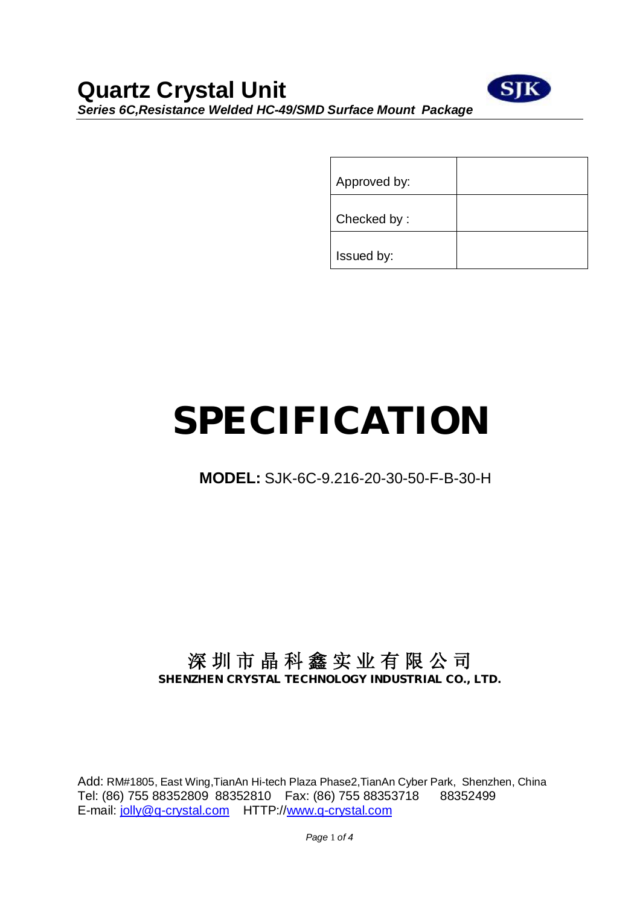# Quartz Crystal Unit

***Series 6C,Resistance Welded HC-49/SMD Surface Mount Package***

| Approved by: | |
|---|---|
| Checked by : | |
| Issued by: | |

# SPECIFICATION

**MODEL:** SJK-6C-9.216-20-30-50-F-B-30-H

深圳市晶科鑫实业有限公司

**SHENZHEN CRYSTAL TECHNOLOGY INDUSTRIAL CO., LTD.**

Add: RM#1805, East Wing,TianAn Hi-tech Plaza Phase2,TianAn Cyber Park, Shenzhen, China
Tel: (86) 755 88352809 88352810 Fax: (86) 755 88353718 88352499
E-mail: jolly@q-crystal.com HTTP://www.q-crystal.com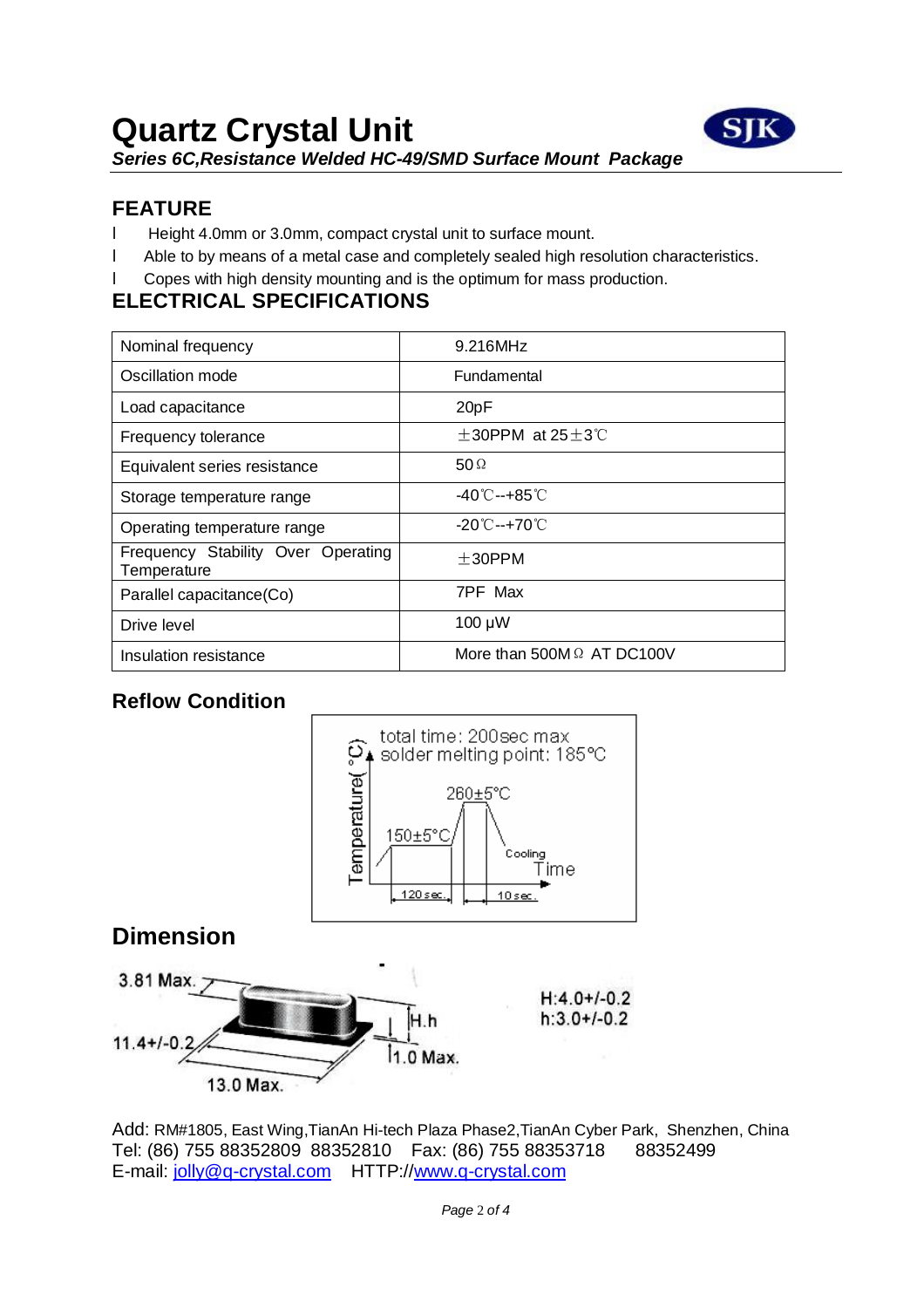# Quartz Crystal Unit

***Series 6C,Resistance Welded HC-49/SMD Surface Mount Package***

## FEATURE

- Height 4.0mm or 3.0mm, compact crystal unit to surface mount.
- Able to by means of a metal case and completely sealed high resolution characteristics.
- Copes with high density mounting and is the optimum for mass production.

## ELECTRICAL SPECIFICATIONS

| Nominal frequency | 9.216MHz |
|---|---|
| Oscillation mode | Fundamental |
| Load capacitance | 20pF |
| Frequency tolerance | ±30PPM at 25±3℃ |
| Equivalent series resistance | 50Ω |
| Storage temperature range | -40℃--+85℃ |
| Operating temperature range | -20℃--+70℃ |
| Frequency Stability Over Operating Temperature | ±30PPM |
| Parallel capacitance(Co) | 7PF Max |
| Drive level | 100 μW |
| Insulation resistance | More than 500MΩ AT DC100V |

## Reflow Condition

total time: 200sec max
solder melting point: 185°C

260±5°C

150±5°C

Cooling

Temperature(°C)

Time

120sec.

10sec.

## Dimension

3.81 Max.

11.4+/-0.2

13.0 Max.

H.h

1.0 Max.

H:4.0+/-0.2
h:3.0+/-0.2

Add: RM#1805, East Wing,TianAn Hi-tech Plaza Phase2,TianAn Cyber Park, Shenzhen, China
Tel: (86) 755 88352809 88352810 Fax: (86) 755 88353718 88352499
E-mail: jolly@q-crystal.com HTTP://www.q-crystal.com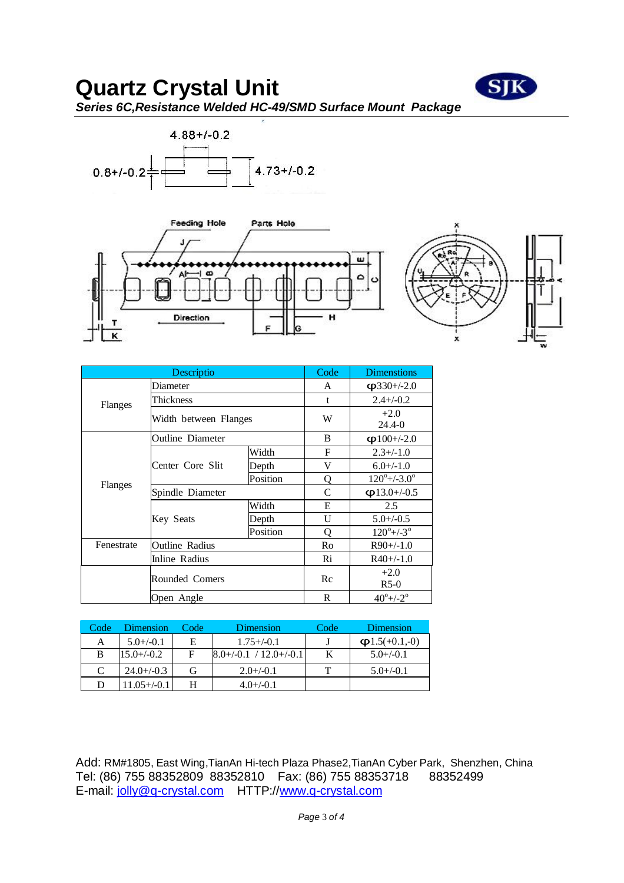# Quartz Crystal Unit

***Series 6C,Resistance Welded HC-49/SMD Surface Mount Package***

4.88+/-0.2

0.8+/-0.2

4.73+/-0.2

Feeding Hole    Parts Hole

Direction

| Descriptio | | | Code | Dimenstions |
|---|---|---|---|---|
| Flanges | Diameter | | A | φ330+/-2.0 |
| | Thickness | | t | 2.4+/-0.2 |
| | Width between Flanges | | W | +2.0<br>24.4-0 |
| Flanges | Outline Diameter | | B | φ100+/-2.0 |
| | Center Core Slit | Width | F | 2.3+/-1.0 |
| | | Depth | V | 6.0+/-1.0 |
| | | Position | Q | 120°+/-3.0° |
| | Spindle Diameter | | C | φ13.0+/-0.5 |
| | Key Seats | Width | E | 2.5 |
| | | Depth | U | 5.0+/-0.5 |
| | | Position | Q | 120°+/-3° |
| Fenestrate | Outline Radius | | Ro | R90+/-1.0 |
| | Inline Radius | | Ri | R40+/-1.0 |
| | Rounded Comers | | Rc | +2.0<br>R5-0 |
| | Open Angle | | R | 40°+/-2° |

| Code | Dimension | Code | Dimension | Code | Dimension |
|---|---|---|---|---|---|
| A | 5.0+/-0.1 | E | 1.75+/-0.1 | J | φ1.5(+0.1,-0) |
| B | 15.0+/-0.2 | F | 8.0+/-0.1 / 12.0+/-0.1 | K | 5.0+/-0.1 |
| C | 24.0+/-0.3 | G | 2.0+/-0.1 | T | 5.0+/-0.1 |
| D | 11.05+/-0.1 | H | 4.0+/-0.1 | | |

Add: RM#1805, East Wing,TianAn Hi-tech Plaza Phase2,TianAn Cyber Park, Shenzhen, China
Tel: (86) 755 88352809 88352810 Fax: (86) 755 88353718 88352499
E-mail: jolly@q-crystal.com HTTP://www.q-crystal.com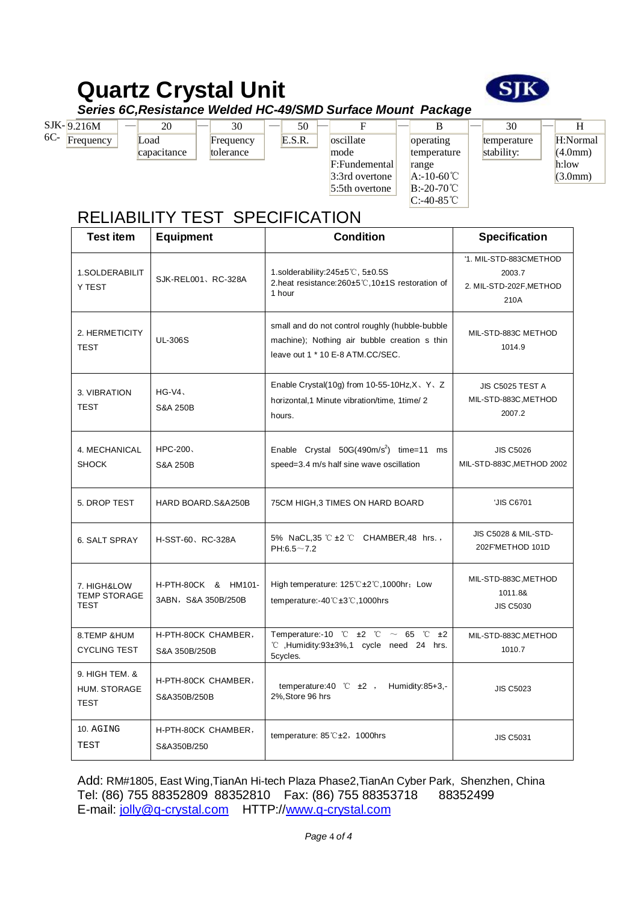# Quartz Crystal Unit

***Series 6C,Resistance Welded HC-49/SMD Surface Mount Package***

| SJK-6C- | | | | | | | |
|---|---|---|---|---|---|---|---|
| 9.216M | 20 | 30 | 50 | F | B | 30 | H |
| Frequency | Load capacitance | Frequency tolerance | E.S.R. | oscillate mode<br>F:Fundemental<br>3:3rd overtone<br>5:5th overtone | operating temperature range<br>A:-10-60℃<br>B:-20-70℃<br>C:-40-85℃ | temperature stability: | H:Normal (4.0mm)<br>h:low (3.0mm) |

## RELIABILITY TEST SPECIFICATION

| Test item | Equipment | Condition | Specification |
|---|---|---|---|
| 1.SOLDERABILITY TEST | SJK-REL001、RC-328A | 1.solderabiliity:245±5℃, 5±0.5S<br>2.heat resistance:260±5℃,10±1S restoration of 1 hour | '1. MIL-STD-883CMETHOD 2003.7<br>2. MIL-STD-202F,METHOD 210A |
| 2. HERMETICITY TEST | UL-306S | small and do not control roughly (hubble-bubble machine); Nothing air bubble creation s thin leave out 1 * 10 E-8 ATM.CC/SEC. | MIL-STD-883C METHOD 1014.9 |
| 3. VIBRATION TEST | HG-V4、S&A 250B | Enable Crystal(10g) from 10-55-10Hz,X、Y、Z horizontal,1 Minute vibration/time, 1time/ 2 hours. | JIS C5025 TEST A<br>MIL-STD-883C,METHOD 2007.2 |
| 4. MECHANICAL SHOCK | HPC-200、S&A 250B | Enable Crystal 50G(490m/s$^2$) time=11 ms speed=3.4 m/s half sine wave oscillation | JIS C5026<br>MIL-STD-883C,METHOD 2002 |
| 5. DROP TEST | HARD BOARD.S&A250B | 75CM HIGH,3 TIMES ON HARD BOARD | 'JIS C6701 |
| 6. SALT SPRAY | H-SST-60、RC-328A | 5% NaCL,35 ℃ ±2 ℃ CHAMBER,48 hrs.，PH:6.5～7.2 | JIS C5028 & MIL-STD-202F'METHOD 101D |
| 7. HIGH&LOW TEMP STORAGE TEST | H-PTH-80CK & HM101-3ABN，S&A 350B/250B | High temperature: 125℃±2℃,1000hr；Low temperature:-40℃±3℃,1000hrs | MIL-STD-883C,METHOD 1011.8&<br>JIS C5030 |
| 8.TEMP &HUM CYCLING TEST | H-PTH-80CK CHAMBER，S&A 350B/250B | Temperature:-10 ℃ ±2 ℃ ～ 65 ℃ ±2 ℃ ,Humidity:93±3%,1 cycle need 24 hrs. 5cycles. | MIL-STD-883C,METHOD 1010.7 |
| 9. HIGH TEM. & HUM. STORAGE TEST | H-PTH-80CK CHAMBER，S&A350B/250B | temperature:40 ℃ ±2 ， Humidity:85+3,-2%,Store 96 hrs | JIS C5023 |
| 10. AGING TEST | H-PTH-80CK CHAMBER，S&A350B/250 | temperature: 85℃±2，1000hrs | JIS C5031 |

Add: RM#1805, East Wing,TianAn Hi-tech Plaza Phase2,TianAn Cyber Park, Shenzhen, China
Tel: (86) 755 88352809 88352810 Fax: (86) 755 88353718 88352499
E-mail: jolly@q-crystal.com HTTP://www.q-crystal.com